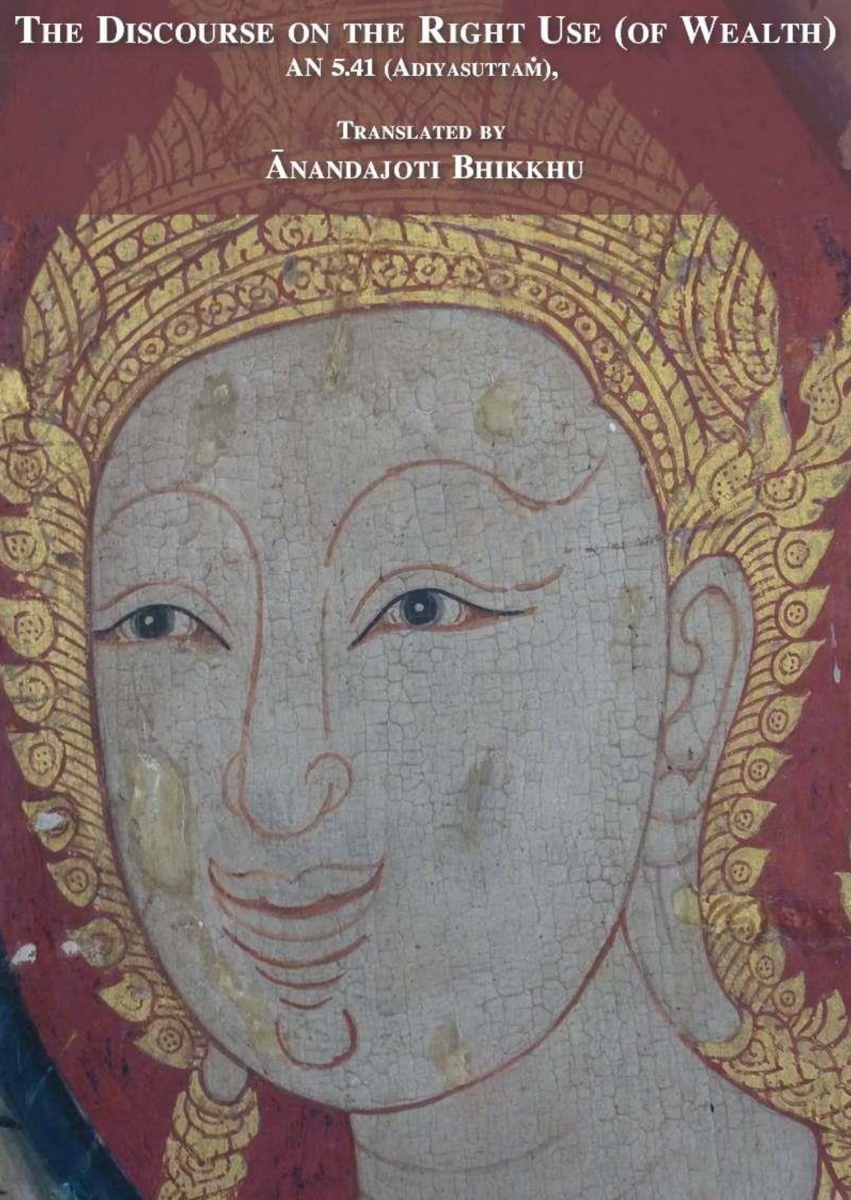# The Discourse on the Right Use (of Wealth)

AN 5.41 (Adiyasuttaṁ),

Translated by

Ānandajoti Bhikkhu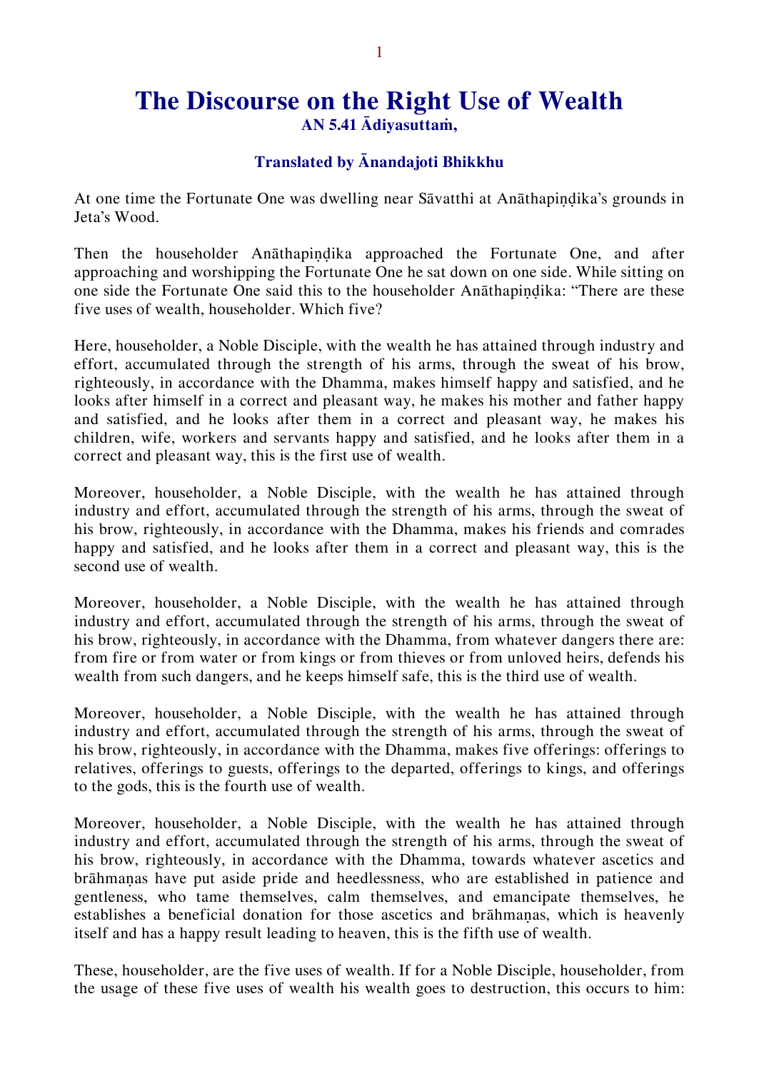# The Discourse on the Right Use of Wealth

**AN 5.41 Ādiyasuttaṁ,**

**Translated by Ānandajoti Bhikkhu**

At one time the Fortunate One was dwelling near Sāvatthi at Anāthapiṇḍika's grounds in Jeta's Wood.

Then the householder Anāthapiṇḍika approached the Fortunate One, and after approaching and worshipping the Fortunate One he sat down on one side. While sitting on one side the Fortunate One said this to the householder Anāthapiṇḍika: "There are these five uses of wealth, householder. Which five?

Here, householder, a Noble Disciple, with the wealth he has attained through industry and effort, accumulated through the strength of his arms, through the sweat of his brow, righteously, in accordance with the Dhamma, makes himself happy and satisfied, and he looks after himself in a correct and pleasant way, he makes his mother and father happy and satisfied, and he looks after them in a correct and pleasant way, he makes his children, wife, workers and servants happy and satisfied, and he looks after them in a correct and pleasant way, this is the first use of wealth.

Moreover, householder, a Noble Disciple, with the wealth he has attained through industry and effort, accumulated through the strength of his arms, through the sweat of his brow, righteously, in accordance with the Dhamma, makes his friends and comrades happy and satisfied, and he looks after them in a correct and pleasant way, this is the second use of wealth.

Moreover, householder, a Noble Disciple, with the wealth he has attained through industry and effort, accumulated through the strength of his arms, through the sweat of his brow, righteously, in accordance with the Dhamma, from whatever dangers there are: from fire or from water or from kings or from thieves or from unloved heirs, defends his wealth from such dangers, and he keeps himself safe, this is the third use of wealth.

Moreover, householder, a Noble Disciple, with the wealth he has attained through industry and effort, accumulated through the strength of his arms, through the sweat of his brow, righteously, in accordance with the Dhamma, makes five offerings: offerings to relatives, offerings to guests, offerings to the departed, offerings to kings, and offerings to the gods, this is the fourth use of wealth.

Moreover, householder, a Noble Disciple, with the wealth he has attained through industry and effort, accumulated through the strength of his arms, through the sweat of his brow, righteously, in accordance with the Dhamma, towards whatever ascetics and brāhmaṇas have put aside pride and heedlessness, who are established in patience and gentleness, who tame themselves, calm themselves, and emancipate themselves, he establishes a beneficial donation for those ascetics and brāhmaṇas, which is heavenly itself and has a happy result leading to heaven, this is the fifth use of wealth.

These, householder, are the five uses of wealth. If for a Noble Disciple, householder, from the usage of these five uses of wealth his wealth goes to destruction, this occurs to him: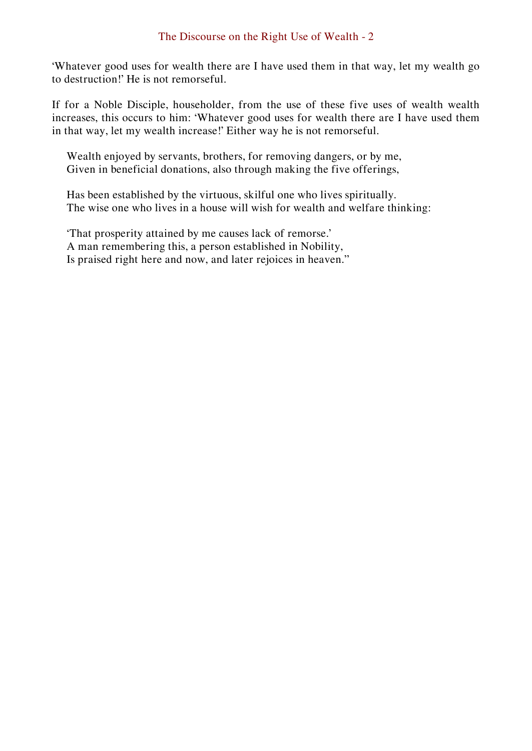'Whatever good uses for wealth there are I have used them in that way, let my wealth go to destruction!' He is not remorseful.

If for a Noble Disciple, householder, from the use of these five uses of wealth wealth increases, this occurs to him: 'Whatever good uses for wealth there are I have used them in that way, let my wealth increase!' Either way he is not remorseful.

> Wealth enjoyed by servants, brothers, for removing dangers, or by me,
> Given in beneficial donations, also through making the five offerings,
>
> Has been established by the virtuous, skilful one who lives spiritually.
> The wise one who lives in a house will wish for wealth and welfare thinking:
>
> 'That prosperity attained by me causes lack of remorse.'
> A man remembering this, a person established in Nobility,
> Is praised right here and now, and later rejoices in heaven."